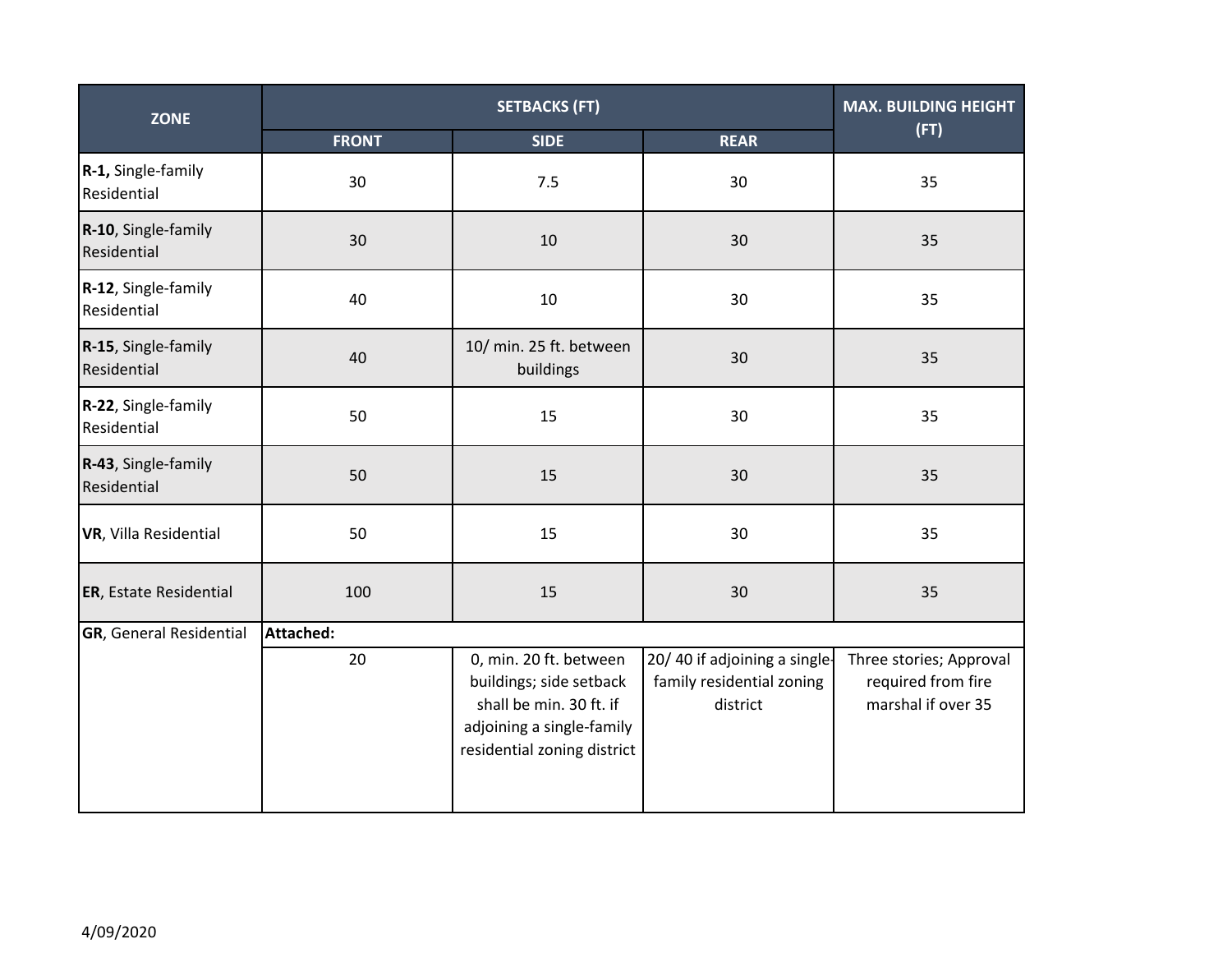| ZONE | SETBACKS (FT) | | | MAX. BUILDING HEIGHT (FT) |
|---|---|---|---|---|
| | FRONT | SIDE | REAR | |
| **R-1,** Single-family Residential | 30 | 7.5 | 30 | 35 |
| **R-10**, Single-family Residential | 30 | 10 | 30 | 35 |
| **R-12**, Single-family Residential | 40 | 10 | 30 | 35 |
| **R-15**, Single-family Residential | 40 | 10/ min. 25 ft. between buildings | 30 | 35 |
| **R-22**, Single-family Residential | 50 | 15 | 30 | 35 |
| **R-43**, Single-family Residential | 50 | 15 | 30 | 35 |
| **VR**, Villa Residential | 50 | 15 | 30 | 35 |
| **ER**, Estate Residential | 100 | 15 | 30 | 35 |
| **GR**, General Residential | **Attached:** | | | |
| | 20 | 0, min. 20 ft. between buildings; side setback shall be min. 30 ft. if adjoining a single-family residential zoning district | 20/ 40 if adjoining a single-family residential zoning district | Three stories; Approval required from fire marshal if over 35 |

4/09/2020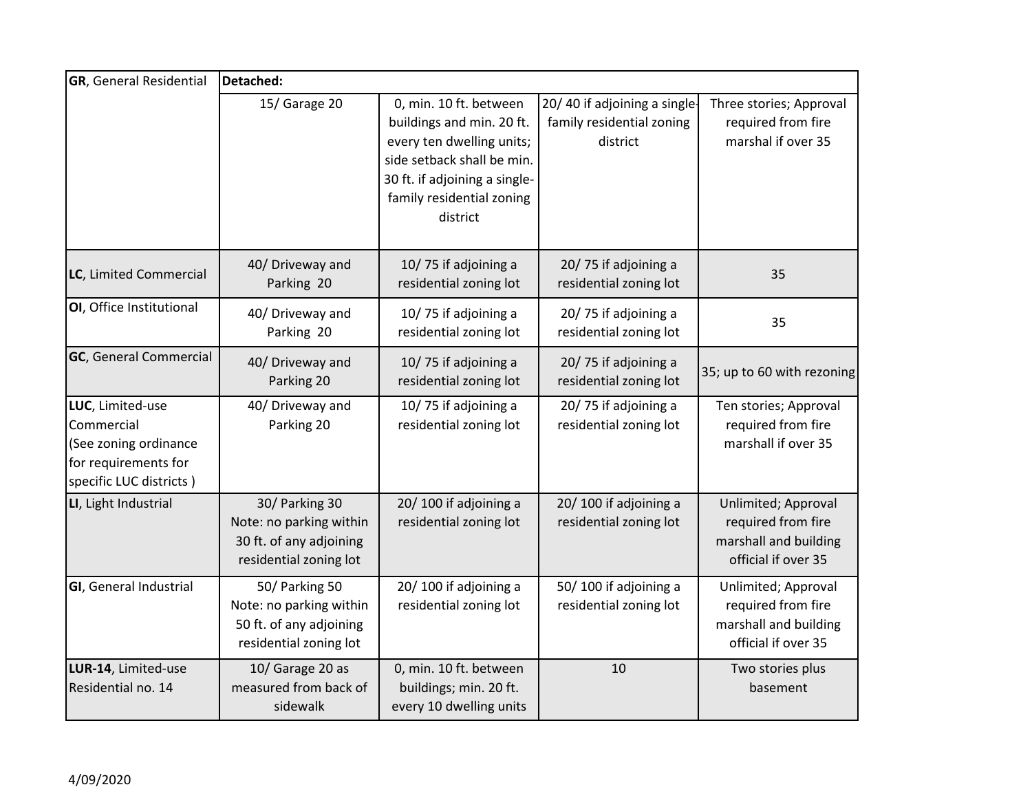| | | | | |
|---|---|---|---|---|
| **GR**, General Residential | **Detached:** | | | |
| | 15/ Garage 20 | 0, min. 10 ft. between buildings and min. 20 ft. every ten dwelling units; side setback shall be min. 30 ft. if adjoining a single-family residential zoning district | 20/ 40 if adjoining a single-family residential zoning district | Three stories; Approval required from fire marshal if over 35 |
| **LC**, Limited Commercial | 40/ Driveway and Parking 20 | 10/ 75 if adjoining a residential zoning lot | 20/ 75 if adjoining a residential zoning lot | 35 |
| **OI**, Office Institutional | 40/ Driveway and Parking 20 | 10/ 75 if adjoining a residential zoning lot | 20/ 75 if adjoining a residential zoning lot | 35 |
| **GC**, General Commercial | 40/ Driveway and Parking 20 | 10/ 75 if adjoining a residential zoning lot | 20/ 75 if adjoining a residential zoning lot | 35; up to 60 with rezoning |
| **LUC**, Limited-use Commercial (See zoning ordinance for requirements for specific LUC districts ) | 40/ Driveway and Parking 20 | 10/ 75 if adjoining a residential zoning lot | 20/ 75 if adjoining a residential zoning lot | Ten stories; Approval required from fire marshall if over 35 |
| **LI**, Light Industrial | 30/ Parking 30 Note: no parking within 30 ft. of any adjoining residential zoning lot | 20/ 100 if adjoining a residential zoning lot | 20/ 100 if adjoining a residential zoning lot | Unlimited; Approval required from fire marshall and building official if over 35 |
| **GI**, General Industrial | 50/ Parking 50 Note: no parking within 50 ft. of any adjoining residential zoning lot | 20/ 100 if adjoining a residential zoning lot | 50/ 100 if adjoining a residential zoning lot | Unlimited; Approval required from fire marshall and building official if over 35 |
| **LUR-14**, Limited-use Residential no. 14 | 10/ Garage 20 as measured from back of sidewalk | 0, min. 10 ft. between buildings; min. 20 ft. every 10 dwelling units | 10 | Two stories plus basement |

4/09/2020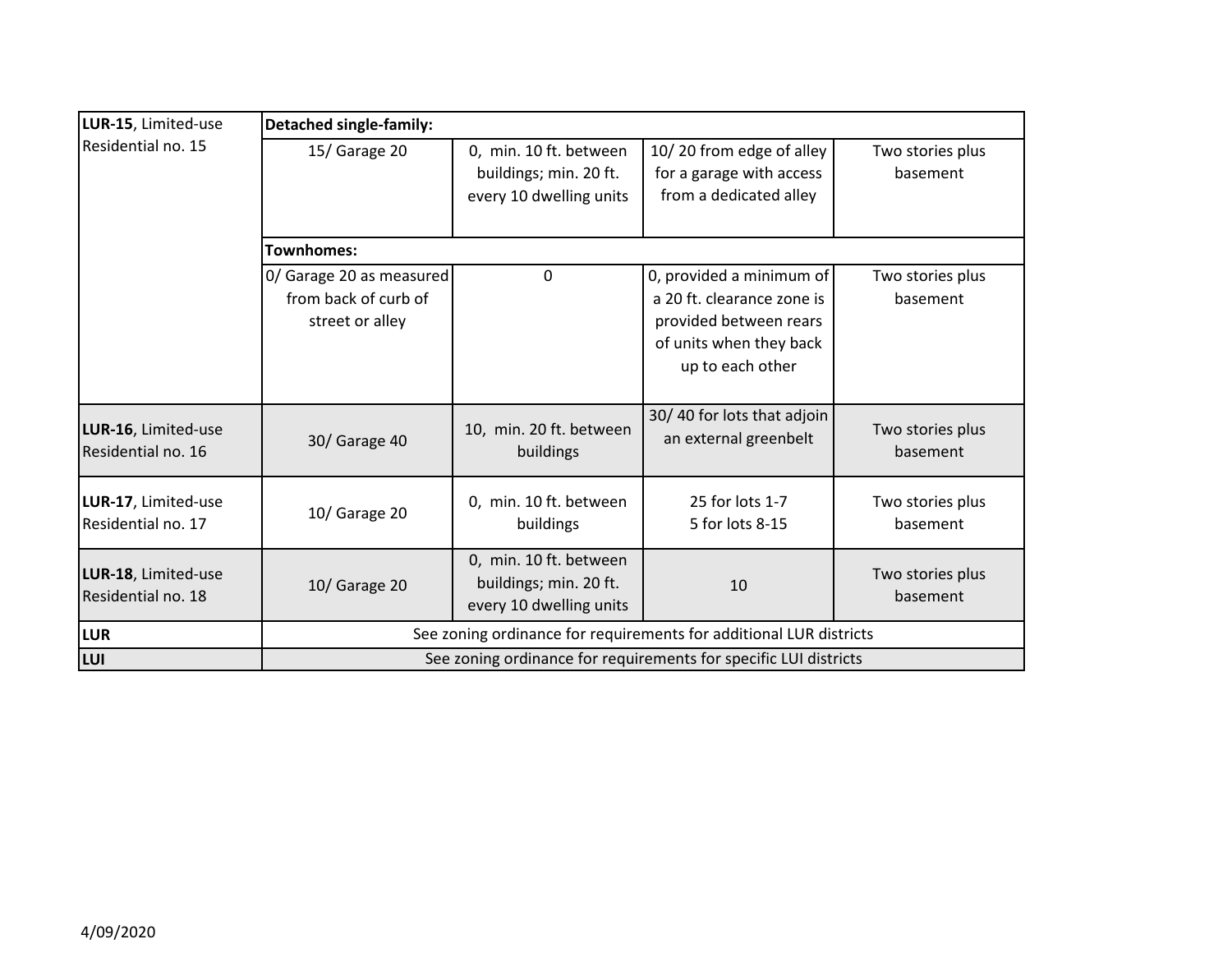| | | | | |
|---|---|---|---|---|
| **LUR-15**, Limited-use Residential no. 15 | **Detached single-family:** | | | |
| | 15/ Garage 20 | 0, min. 10 ft. between buildings; min. 20 ft. every 10 dwelling units | 10/ 20 from edge of alley for a garage with access from a dedicated alley | Two stories plus basement |
| | **Townhomes:** | | | |
| | 0/ Garage 20 as measured from back of curb of street or alley | 0 | 0, provided a minimum of a 20 ft. clearance zone is provided between rears of units when they back up to each other | Two stories plus basement |
| **LUR-16**, Limited-use Residential no. 16 | 30/ Garage 40 | 10, min. 20 ft. between buildings | 30/ 40 for lots that adjoin an external greenbelt | Two stories plus basement |
| **LUR-17**, Limited-use Residential no. 17 | 10/ Garage 20 | 0, min. 10 ft. between buildings | 25 for lots 1-7<br>5 for lots 8-15 | Two stories plus basement |
| **LUR-18**, Limited-use Residential no. 18 | 10/ Garage 20 | 0, min. 10 ft. between buildings; min. 20 ft. every 10 dwelling units | 10 | Two stories plus basement |
| **LUR** | See zoning ordinance for requirements for additional LUR districts | | | |
| **LUI** | See zoning ordinance for requirements for specific LUI districts | | | |

4/09/2020